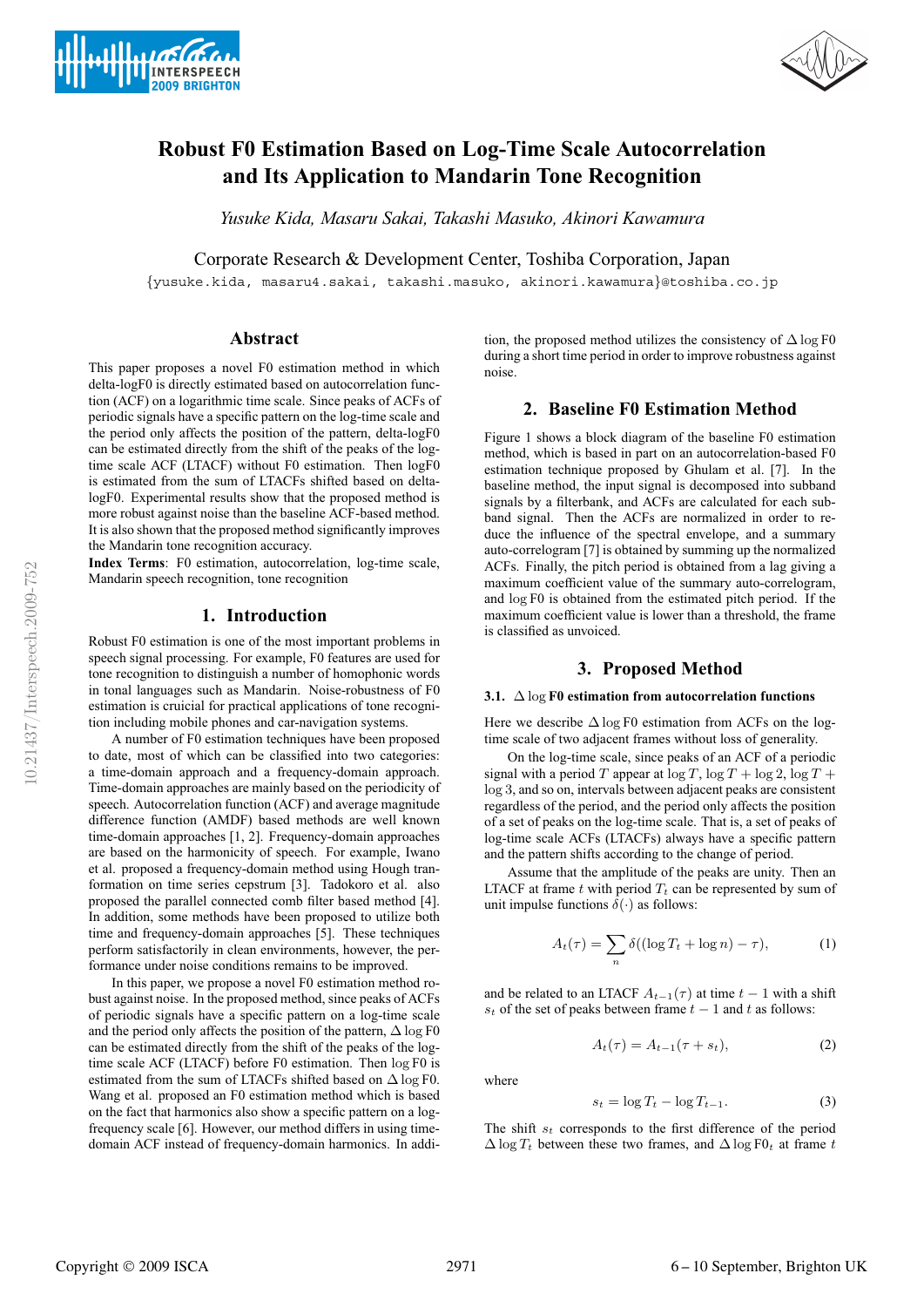# Robust F0 Estimation Based on Log-Time Scale Autocorrelation and Its Application to Mandarin Tone Recognition

*Yusuke Kida, Masaru Sakai, Takashi Masuko, Akinori Kawamura*

Corporate Research & Development Center, Toshiba Corporation, Japan

{yusuke.kida, masaru4.sakai, takashi.masuko, akinori.kawamura}@toshiba.co.jp

## Abstract

This paper proposes a novel F0 estimation method in which delta-logF0 is directly estimated based on autocorrelation function (ACF) on a logarithmic time scale. Since peaks of ACFs of periodic signals have a specific pattern on the log-time scale and the period only affects the position of the pattern, delta-logF0 can be estimated directly from the shift of the peaks of the log-time scale ACF (LTACF) without F0 estimation. Then logF0 is estimated from the sum of LTACFs shifted based on delta-logF0. Experimental results show that the proposed method is more robust against noise than the baseline ACF-based method. It is also shown that the proposed method significantly improves the Mandarin tone recognition accuracy.

**Index Terms**: F0 estimation, autocorrelation, log-time scale, Mandarin speech recognition, tone recognition

## 1. Introduction

Robust F0 estimation is one of the most important problems in speech signal processing. For example, F0 features are used for tone recognition to distinguish a number of homophonic words in tonal languages such as Mandarin. Noise-robustness of F0 estimation is crucial for practical applications of tone recognition including mobile phones and car-navigation systems.

A number of F0 estimation techniques have been proposed to date, most of which can be classified into two categories: a time-domain approach and a frequency-domain approach. Time-domain approaches are mainly based on the periodicity of speech. Autocorrelation function (ACF) and average magnitude difference function (AMDF) based methods are well known time-domain approaches [1, 2]. Frequency-domain approaches are based on the harmonicity of speech. For example, Iwano et al. proposed a frequency-domain method using Hough tranformation on time series cepstrum [3]. Tadokoro et al. also proposed the parallel connected comb filter based method [4]. In addition, some methods have been proposed to utilize both time and frequency-domain approaches [5]. These techniques perform satisfactorily in clean environments, however, the performance under noise conditions remains to be improved.

In this paper, we propose a novel F0 estimation method robust against noise. In the proposed method, since peaks of ACFs of periodic signals have a specific pattern on a log-time scale and the period only affects the position of the pattern, $\Delta \log$ F0 can be estimated directly from the shift of the peaks of the log-time scale ACF (LTACF) before F0 estimation. Then $\log$ F0 is estimated from the sum of LTACFs shifted based on $\Delta \log$ F0. Wang et al. proposed an F0 estimation method which is based on the fact that harmonics also show a specific pattern on a log-frequency scale [6]. However, our method differs in using time-domain ACF instead of frequency-domain harmonics. In addition, the proposed method utilizes the consistency of $\Delta \log$ F0 during a short time period in order to improve robustness against noise.

## 2. Baseline F0 Estimation Method

Figure 1 shows a block diagram of the baseline F0 estimation method, which is based in part on an autocorrelation-based F0 estimation technique proposed by Ghulam et al. [7]. In the baseline method, the input signal is decomposed into subband signals by a filterbank, and ACFs are calculated for each subband signal. Then the ACFs are normalized in order to reduce the influence of the spectral envelope, and a summary auto-correlogram [7] is obtained by summing up the normalized ACFs. Finally, the pitch period is obtained from a lag giving a maximum coefficient value of the summary auto-correlogram, and $\log$ F0 is obtained from the estimated pitch period. If the maximum coefficient value is lower than a threshold, the frame is classified as unvoiced.

## 3. Proposed Method

### 3.1. $\Delta \log$ F0 estimation from autocorrelation functions

Here we describe $\Delta \log$ F0 estimation from ACFs on the log-time scale of two adjacent frames without loss of generality.

On the log-time scale, since peaks of an ACF of a periodic signal with a period $T$ appear at $\log T$, $\log T + \log 2$, $\log T + \log 3$, and so on, intervals between adjacent peaks are consistent regardless of the period, and the period only affects the position of a set of peaks on the log-time scale. That is, a set of peaks of log-time scale ACFs (LTACFs) always have a specific pattern and the pattern shifts according to the change of period.

Assume that the amplitude of the peaks are unity. Then an LTACF at frame $t$ with period $T_t$ can be represented by sum of unit impulse functions $\delta(\cdot)$ as follows:

$$A_t(\tau) = \sum_n \delta((\log T_t + \log n) - \tau), \tag{1}$$

and be related to an LTACF $A_{t-1}(\tau)$ at time $t-1$ with a shift $s_t$ of the set of peaks between frame $t-1$ and $t$ as follows:

$$A_t(\tau) = A_{t-1}(\tau + s_t), \tag{2}$$

where

$$s_t = \log T_t - \log T_{t-1}. \tag{3}$$

The shift $s_t$ corresponds to the first difference of the period $\Delta \log T_t$ between these two frames, and $\Delta \log \mathrm{F0}_t$ at frame $t$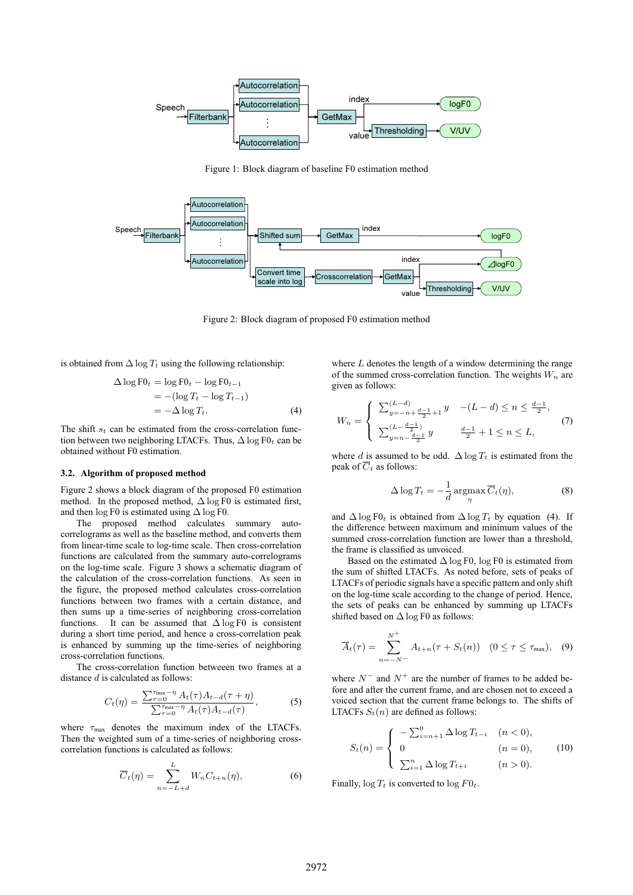Figure 1: Block diagram of baseline F0 estimation method

Figure 2: Block diagram of proposed F0 estimation method

is obtained from $\Delta \log T_t$ using the following relationship:

$$
\begin{aligned}
\Delta \log \mathrm{F0}_t &= \log \mathrm{F0}_t - \log \mathrm{F0}_{t-1} \\
&= -(\log T_t - \log T_{t-1}) \\
&= -\Delta \log T_t.
\end{aligned} \tag{4}
$$

The shift $s_t$ can be estimated from the cross-correlation function between two neighboring LTACFs. Thus, $\Delta \log \mathrm{F0}_t$ can be obtained without F0 estimation.

### 3.2. Algorithm of proposed method

Figure 2 shows a block diagram of the proposed F0 estimation method. In the proposed method, $\Delta \log \mathrm{F0}$ is estimated first, and then $\log \mathrm{F0}$ is estimated using $\Delta \log \mathrm{F0}$.

The proposed method calculates summary auto-correlograms as well as the baseline method, and converts them from linear-time scale to log-time scale. Then cross-correlation functions are calculated from the summary auto-correlograms on the log-time scale. Figure 3 shows a schematic diagram of the calculation of the cross-correlation functions. As seen in the figure, the proposed method calculates cross-correlation functions between two frames with a certain distance, and then sums up a time-series of neighboring cross-correlation functions. It can be assumed that $\Delta \log \mathrm{F0}$ is consistent during a short time period, and hence a cross-correlation peak is enhanced by summing up the time-series of neighboring cross-correlation functions.

The cross-correlation function betweeen two frames at a distance $d$ is calculated as follows:

$$
C_t(\eta) = \frac{\sum_{\tau=0}^{\tau_{\max}-\eta} A_t(\tau) A_{t-d}(\tau+\eta)}{\sum_{\tau=0}^{\tau_{\max}-\eta} A_t(\tau) A_{t-d}(\tau)}, \tag{5}
$$

where $\tau_{\max}$ denotes the maximum index of the LTACFs. Then the weighted sum of a time-series of neighboring cross-correlation functions is calculated as follows:

$$
\overline{C}_t(\eta) = \sum_{n=-L+d}^{L} W_n C_{t+n}(\eta), \tag{6}
$$

where $L$ denotes the length of a window determining the range of the summed cross-correlation function. The weights $W_n$ are given as follows:

$$
W_n = \begin{cases} \sum_{y=-n+\frac{d-1}{2}+1}^{(L-d)} y & -(L-d) \leq n \leq \frac{d-1}{2}, \\ \sum_{y=n-\frac{d-1}{2}}^{(L-\frac{d-1}{2})} y & \frac{d-1}{2}+1 \leq n \leq L, \end{cases} \tag{7}
$$

where $d$ is assumed to be odd. $\Delta \log T_t$ is estimated from the peak of $\overline{C}_t$ as follows:

$$
\Delta \log T_t = -\frac{1}{d} \operatorname*{argmax}_{\eta} \overline{C}_t(\eta), \tag{8}
$$

and $\Delta \log \mathrm{F0}_t$ is obtained from $\Delta \log T_t$ by equation (4). If the difference between maximum and minimum values of the summed cross-correlation function are lower than a threshold, the frame is classified as unvoiced.

Based on the estimated $\Delta \log \mathrm{F0}$, $\log \mathrm{F0}$ is estimated from the sum of shifted LTACFs. As noted before, sets of peaks of LTACFs of periodic signals have a specific pattern and only shift on the log-time scale according to the change of period. Hence, the sets of peaks can be enhanced by summing up LTACFs shifted based on $\Delta \log \mathrm{F0}$ as follows:

$$
\overline{A}_t(\tau) = \sum_{n=-N^-}^{N^+} A_{t+n}(\tau + S_t(n)) \quad (0 \leq \tau \leq \tau_{\max}), \tag{9}
$$

where $N^-$ and $N^+$ are the number of frames to be added before and after the current frame, and are chosen not to exceed a voiced section that the current frame belongs to. The shifts of LTACFs $S_t(n)$ are defined as follows:

$$
S_t(n) = \begin{cases} -\sum_{i=n+1}^{0} \Delta \log T_{t-i} & (n < 0), \\ 0 & (n = 0), \\ \sum_{i=1}^{n} \Delta \log T_{t+i} & (n > 0). \end{cases} \tag{10}
$$

Finally, $\log T_t$ is converted to $\log F0_t$.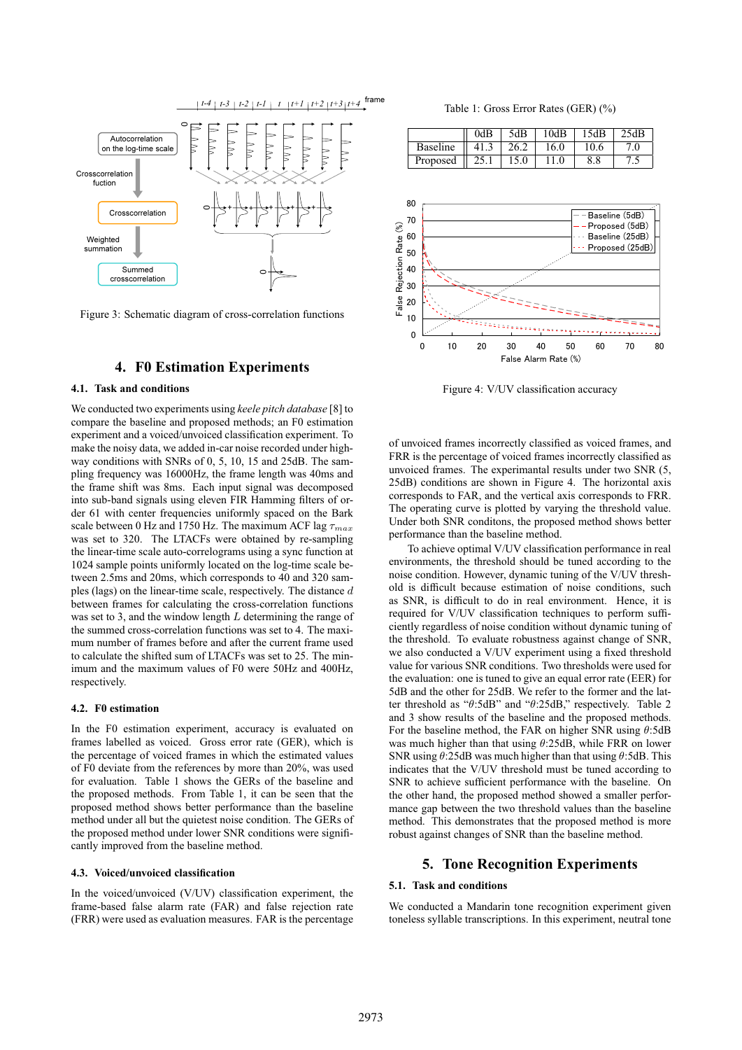Figure 3: Schematic diagram of cross-correlation functions

Table 1: Gross Error Rates (GER) (%)

| | 0dB | 5dB | 10dB | 15dB | 25dB |
|---|---|---|---|---|---|
| Baseline | 41.3 | 26.2 | 16.0 | 10.6 | 7.0 |
| Proposed | 25.1 | 15.0 | 11.0 | 8.8 | 7.5 |

Figure 4: V/UV classification accuracy

## 4. F0 Estimation Experiments

### 4.1. Task and conditions

We conducted two experiments using *keele pitch database* [8] to compare the baseline and proposed methods; an F0 estimation experiment and a voiced/unvoiced classification experiment. To make the noisy data, we added in-car noise recorded under highway conditions with SNRs of 0, 5, 10, 15 and 25dB. The sampling frequency was 16000Hz, the frame length was 40ms and the frame shift was 8ms. Each input signal was decomposed into sub-band signals using eleven FIR Hamming filters of order 61 with center frequencies uniformly spaced on the Bark scale between 0 Hz and 1750 Hz. The maximum ACF lag $\tau_{max}$ was set to 320. The LTACFs were obtained by re-sampling the linear-time scale auto-correlograms using a sync function at 1024 sample points uniformly located on the log-time scale between 2.5ms and 20ms, which corresponds to 40 and 320 samples (lags) on the linear-time scale, respectively. The distance $d$ between frames for calculating the cross-correlation functions was set to 3, and the window length $L$ determining the range of the summed cross-correlation functions was set to 4. The maximum number of frames before and after the current frame used to calculate the shifted sum of LTACFs was set to 25. The minimum and the maximum values of F0 were 50Hz and 400Hz, respectively.

### 4.2. F0 estimation

In the F0 estimation experiment, accuracy is evaluated on frames labelled as voiced. Gross error rate (GER), which is the percentage of voiced frames in which the estimated values of F0 deviate from the references by more than 20%, was used for evaluation. Table 1 shows the GERs of the baseline and the proposed methods. From Table 1, it can be seen that the proposed method shows better performance than the baseline method under all but the quietest noise condition. The GERs of the proposed method under lower SNR conditions were significantly improved from the baseline method.

### 4.3. Voiced/unvoiced classification

In the voiced/unvoiced (V/UV) classification experiment, the frame-based false alarm rate (FAR) and false rejection rate (FRR) were used as evaluation measures. FAR is the percentage of unvoiced frames incorrectly classified as voiced frames, and FRR is the percentage of voiced frames incorrectly classified as unvoiced frames. The experimantal results under two SNR (5, 25dB) conditions are shown in Figure 4. The horizontal axis corresponds to FAR, and the vertical axis corresponds to FRR. The operating curve is plotted by varying the threshold value. Under both SNR conditons, the proposed method shows better performance than the baseline method.

To achieve optimal V/UV classification performance in real environments, the threshold should be tuned according to the noise condition. However, dynamic tuning of the V/UV threshold is difficult because estimation of noise conditions, such as SNR, is difficult to do in real environment. Hence, it is required for V/UV classification techniques to perform sufficiently regardless of noise condition without dynamic tuning of the threshold. To evaluate robustness against change of SNR, we also conducted a V/UV experiment using a fixed threshold value for various SNR conditions. Two thresholds were used for the evaluation: one is tuned to give an equal error rate (EER) for 5dB and the other for 25dB. We refer to the former and the latter threshold as "$\theta$:5dB" and "$\theta$:25dB," respectively. Table 2 and 3 show results of the baseline and the proposed methods. For the baseline method, the FAR on higher SNR using $\theta$:5dB was much higher than that using $\theta$:25dB, while FRR on lower SNR using $\theta$:25dB was much higher than that using $\theta$:5dB. This indicates that the V/UV threshold must be tuned according to SNR to achieve sufficient performance with the baseline. On the other hand, the proposed method showed a smaller performance gap between the two threshold values than the baseline method. This demonstrates that the proposed method is more robust against changes of SNR than the baseline method.

## 5. Tone Recognition Experiments

### 5.1. Task and conditions

We conducted a Mandarin tone recognition experiment given toneless syllable transcriptions. In this experiment, neutral tone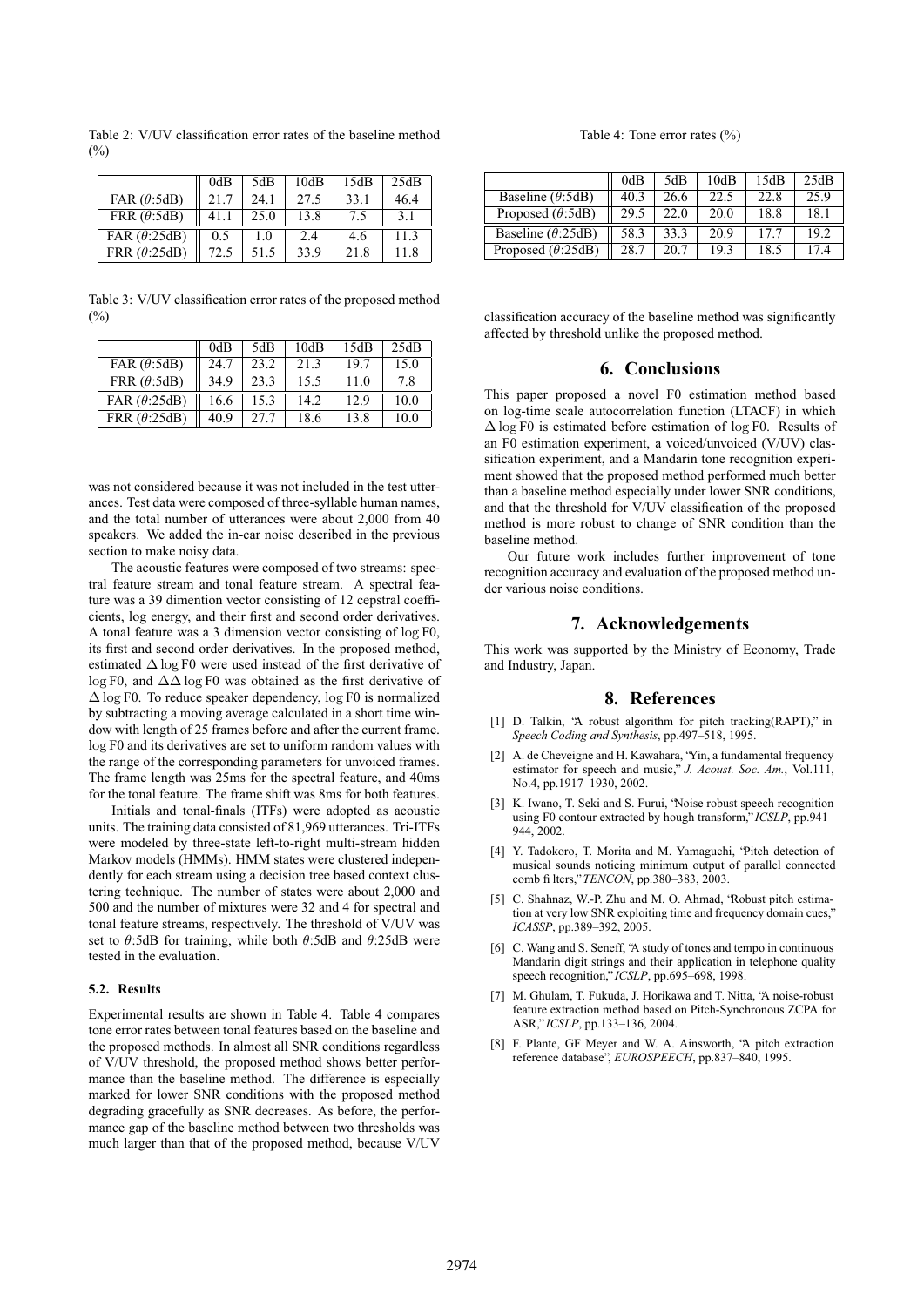Table 2: V/UV classification error rates of the baseline method (%)

| | 0dB | 5dB | 10dB | 15dB | 25dB |
|---|---|---|---|---|---|
| FAR ($\theta$:5dB) | 21.7 | 24.1 | 27.5 | 33.1 | 46.4 |
| FRR ($\theta$:5dB) | 41.1 | 25.0 | 13.8 | 7.5 | 3.1 |
| FAR ($\theta$:25dB) | 0.5 | 1.0 | 2.4 | 4.6 | 11.3 |
| FRR ($\theta$:25dB) | 72.5 | 51.5 | 33.9 | 21.8 | 11.8 |

Table 3: V/UV classification error rates of the proposed method (%)

| | 0dB | 5dB | 10dB | 15dB | 25dB |
|---|---|---|---|---|---|
| FAR ($\theta$:5dB) | 24.7 | 23.2 | 21.3 | 19.7 | 15.0 |
| FRR ($\theta$:5dB) | 34.9 | 23.3 | 15.5 | 11.0 | 7.8 |
| FAR ($\theta$:25dB) | 16.6 | 15.3 | 14.2 | 12.9 | 10.0 |
| FRR ($\theta$:25dB) | 40.9 | 27.7 | 18.6 | 13.8 | 10.0 |

was not considered because it was not included in the test utterances. Test data were composed of three-syllable human names, and the total number of utterances were about 2,000 from 40 speakers. We added the in-car noise described in the previous section to make noisy data.

The acoustic features were composed of two streams: spectral feature stream and tonal feature stream. A spectral feature was a 39 dimention vector consisting of 12 cepstral coefficients, log energy, and their first and second order derivatives. A tonal feature was a 3 dimension vector consisting of $\log \mathrm{F0}$, its first and second order derivatives. In the proposed method, estimated $\Delta \log \mathrm{F0}$ were used instead of the first derivative of $\log \mathrm{F0}$, and $\Delta\Delta \log \mathrm{F0}$ was obtained as the first derivative of $\Delta \log \mathrm{F0}$. To reduce speaker dependency, $\log \mathrm{F0}$ is normalized by subtracting a moving average calculated in a short time window with length of 25 frames before and after the current frame. $\log \mathrm{F0}$ and its derivatives are set to uniform random values with the range of the corresponding parameters for unvoiced frames. The frame length was 25ms for the spectral feature, and 40ms for the tonal feature. The frame shift was 8ms for both features.

Initials and tonal-finals (ITFs) were adopted as acoustic units. The training data consisted of 81,969 utterances. Tri-ITFs were modeled by three-state left-to-right multi-stream hidden Markov models (HMMs). HMM states were clustered independently for each stream using a decision tree based context clustering technique. The number of states were about 2,000 and 500 and the number of mixtures were 32 and 4 for spectral and tonal feature streams, respectively. The threshold of V/UV was set to $\theta$:5dB for training, while both $\theta$:5dB and $\theta$:25dB were tested in the evaluation.

### 5.2. Results

Experimental results are shown in Table 4. Table 4 compares tone error rates between tonal features based on the baseline and the proposed methods. In almost all SNR conditions regardless of V/UV threshold, the proposed method shows better performance than the baseline method. The difference is especially marked for lower SNR conditions with the proposed method degrading gracefully as SNR decreases. As before, the performance gap of the baseline method between two thresholds was much larger than that of the proposed method, because V/UV classification accuracy of the baseline method was significantly affected by threshold unlike the proposed method.

Table 4: Tone error rates (%)

| | 0dB | 5dB | 10dB | 15dB | 25dB |
|---|---|---|---|---|---|
| Baseline ($\theta$:5dB) | 40.3 | 26.6 | 22.5 | 22.8 | 25.9 |
| Proposed ($\theta$:5dB) | 29.5 | 22.0 | 20.0 | 18.8 | 18.1 |
| Baseline ($\theta$:25dB) | 58.3 | 33.3 | 20.9 | 17.7 | 19.2 |
| Proposed ($\theta$:25dB) | 28.7 | 20.7 | 19.3 | 18.5 | 17.4 |

## 6. Conclusions

This paper proposed a novel F0 estimation method based on log-time scale autocorrelation function (LTACF) in which $\Delta \log \mathrm{F0}$ is estimated before estimation of $\log \mathrm{F0}$. Results of an F0 estimation experiment, a voiced/unvoiced (V/UV) classification experiment, and a Mandarin tone recognition experiment showed that the proposed method performed much better than a baseline method especially under lower SNR conditions, and that the threshold for V/UV classification of the proposed method is more robust to change of SNR condition than the baseline method.

Our future work includes further improvement of tone recognition accuracy and evaluation of the proposed method under various noise conditions.

## 7. Acknowledgements

This work was supported by the Ministry of Economy, Trade and Industry, Japan.

## 8. References

[1] D. Talkin, "A robust algorithm for pitch tracking(RAPT)," in *Speech Coding and Synthesis*, pp.497–518, 1995.

[2] A. de Cheveigne and H. Kawahara, "Yin, a fundamental frequency estimator for speech and music," *J. Acoust. Soc. Am.*, Vol.111, No.4, pp.1917–1930, 2002.

[3] K. Iwano, T. Seki and S. Furui, "Noise robust speech recognition using F0 contour extracted by hough transform," *ICSLP*, pp.941–944, 2002.

[4] Y. Tadokoro, T. Morita and M. Yamaguchi, "Pitch detection of musical sounds noticing minimum output of parallel connected comb fi lters," *TENCON*, pp.380–383, 2003.

[5] C. Shahnaz, W.-P. Zhu and M. O. Ahmad, "Robust pitch estimation at very low SNR exploiting time and frequency domain cues," *ICASSP*, pp.389–392, 2005.

[6] C. Wang and S. Seneff, "A study of tones and tempo in continuous Mandarin digit strings and their application in telephone quality speech recognition," *ICSLP*, pp.695–698, 1998.

[7] M. Ghulam, T. Fukuda, J. Horikawa and T. Nitta, "A noise-robust feature extraction method based on Pitch-Synchronous ZCPA for ASR," *ICSLP*, pp.133–136, 2004.

[8] F. Plante, GF Meyer and W. A. Ainsworth, "A pitch extraction reference database", *EUROSPEECH*, pp.837–840, 1995.